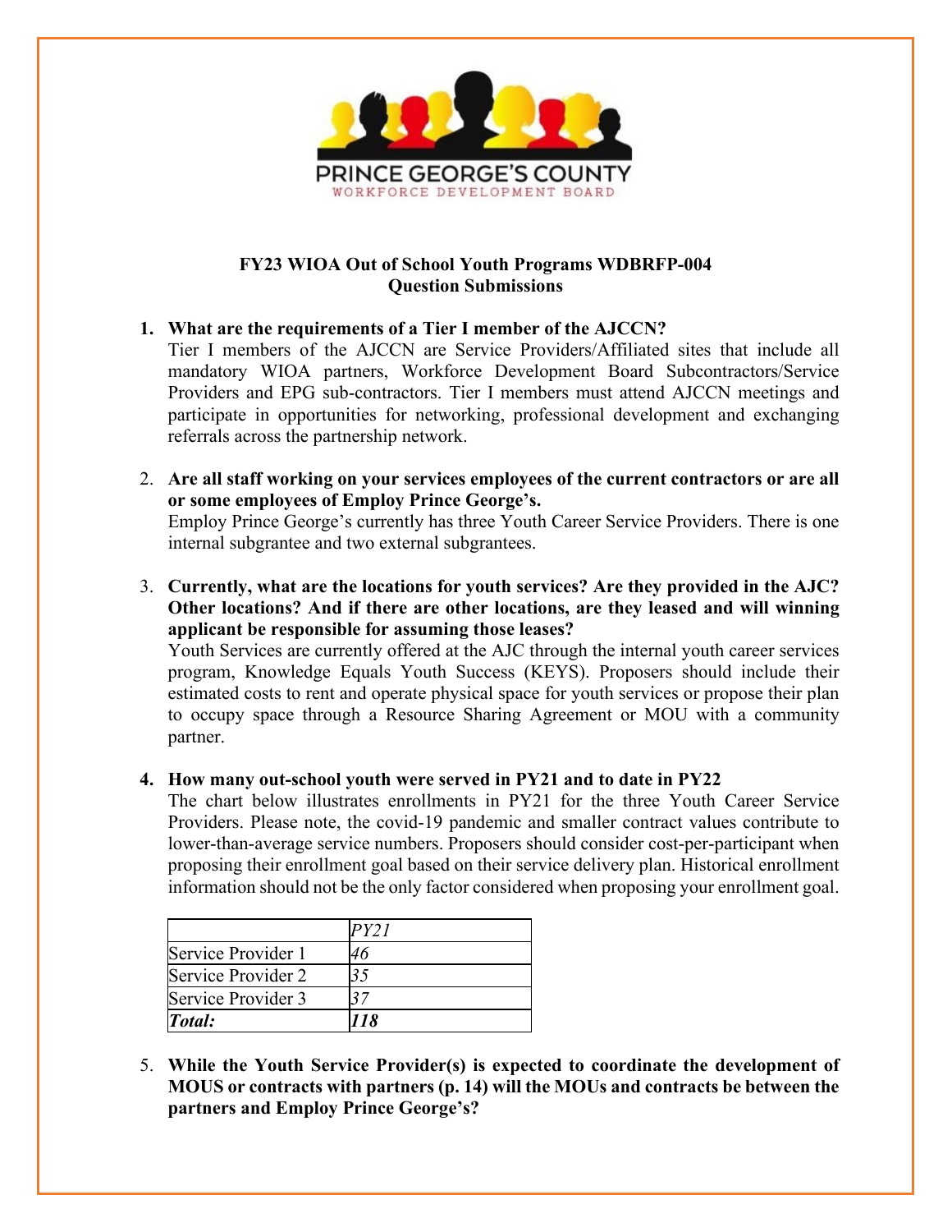PRINCE GEORGE'S COUNTY
WORKFORCE DEVELOPMENT BOARD

**FY23 WIOA Out of School Youth Programs WDBRFP-004**
**Question Submissions**

1. **What are the requirements of a Tier I member of the AJCCN?**
   Tier I members of the AJCCN are Service Providers/Affiliated sites that include all mandatory WIOA partners, Workforce Development Board Subcontractors/Service Providers and EPG sub-contractors. Tier I members must attend AJCCN meetings and participate in opportunities for networking, professional development and exchanging referrals across the partnership network.

2. **Are all staff working on your services employees of the current contractors or are all or some employees of Employ Prince George's.**
   Employ Prince George's currently has three Youth Career Service Providers. There is one internal subgrantee and two external subgrantees.

3. **Currently, what are the locations for youth services? Are they provided in the AJC? Other locations? And if there are other locations, are they leased and will winning applicant be responsible for assuming those leases?**
   Youth Services are currently offered at the AJC through the internal youth career services program, Knowledge Equals Youth Success (KEYS). Proposers should include their estimated costs to rent and operate physical space for youth services or propose their plan to occupy space through a Resource Sharing Agreement or MOU with a community partner.

4. **How many out-school youth were served in PY21 and to date in PY22**
   The chart below illustrates enrollments in PY21 for the three Youth Career Service Providers. Please note, the covid-19 pandemic and smaller contract values contribute to lower-than-average service numbers. Proposers should consider cost-per-participant when proposing their enrollment goal based on their service delivery plan. Historical enrollment information should not be the only factor considered when proposing your enrollment goal.

| | *PY21* |
|---|---|
| Service Provider 1 | *46* |
| Service Provider 2 | *35* |
| Service Provider 3 | *37* |
| ***Total:*** | ***118*** |

5. **While the Youth Service Provider(s) is expected to coordinate the development of MOUS or contracts with partners (p. 14) will the MOUs and contracts be between the partners and Employ Prince George's?**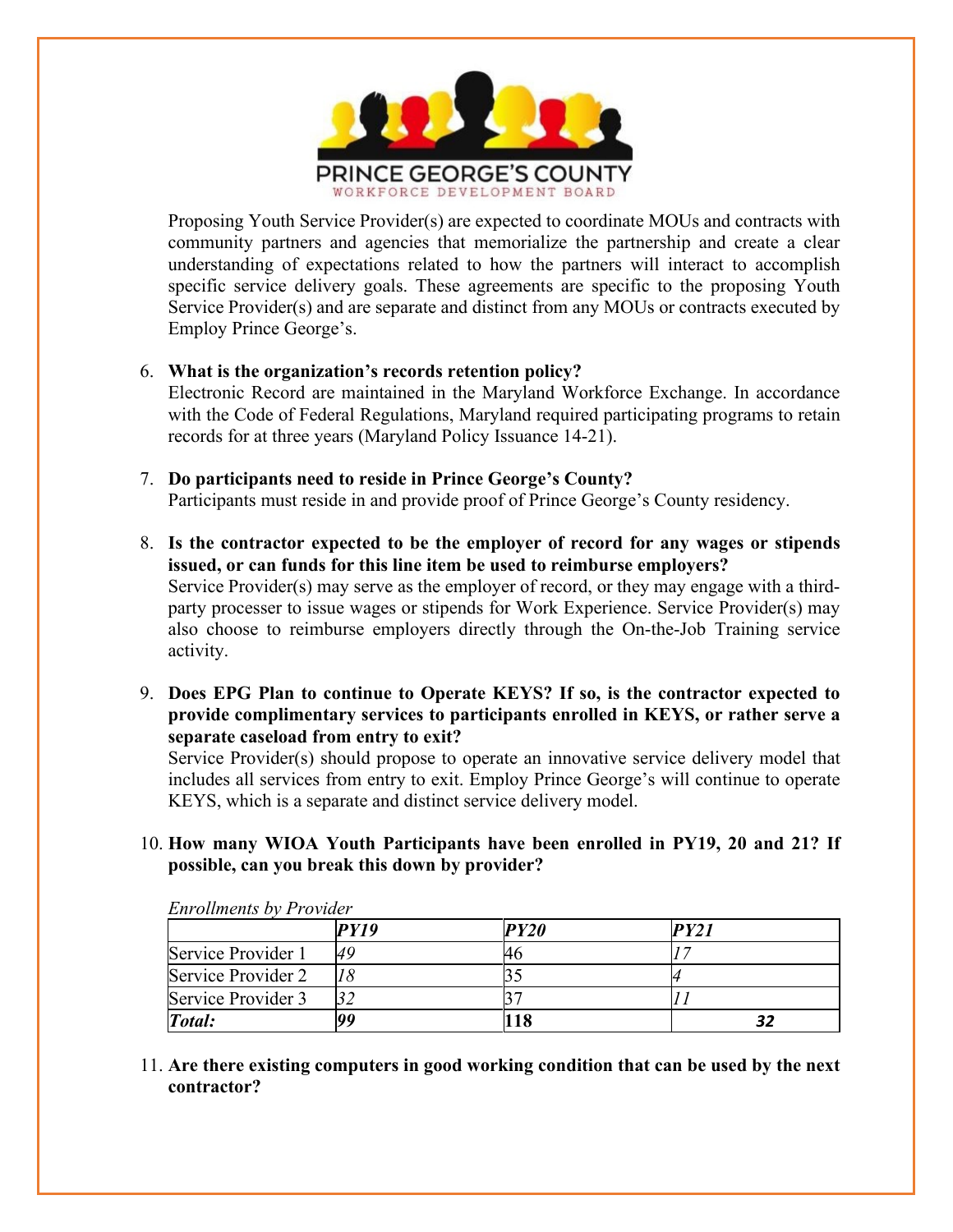Proposing Youth Service Provider(s) are expected to coordinate MOUs and contracts with community partners and agencies that memorialize the partnership and create a clear understanding of expectations related to how the partners will interact to accomplish specific service delivery goals. These agreements are specific to the proposing Youth Service Provider(s) and are separate and distinct from any MOUs or contracts executed by Employ Prince George's.

6. **What is the organization's records retention policy?**
   Electronic Record are maintained in the Maryland Workforce Exchange. In accordance with the Code of Federal Regulations, Maryland required participating programs to retain records for at three years (Maryland Policy Issuance 14-21).

7. **Do participants need to reside in Prince George's County?**
   Participants must reside in and provide proof of Prince George's County residency.

8. **Is the contractor expected to be the employer of record for any wages or stipends issued, or can funds for this line item be used to reimburse employers?**
   Service Provider(s) may serve as the employer of record, or they may engage with a third-party processer to issue wages or stipends for Work Experience. Service Provider(s) may also choose to reimburse employers directly through the On-the-Job Training service activity.

9. **Does EPG Plan to continue to Operate KEYS? If so, is the contractor expected to provide complimentary services to participants enrolled in KEYS, or rather serve a separate caseload from entry to exit?**
   Service Provider(s) should propose to operate an innovative service delivery model that includes all services from entry to exit. Employ Prince George's will continue to operate KEYS, which is a separate and distinct service delivery model.

10. **How many WIOA Youth Participants have been enrolled in PY19, 20 and 21? If possible, can you break this down by provider?**

*Enrollments by Provider*

| | ***PY19*** | ***PY20*** | ***PY21*** |
|---|---|---|---|
| Service Provider 1 | *49* | 46 | *17* |
| Service Provider 2 | *18* | 35 | *4* |
| Service Provider 3 | *32* | 37 | *11* |
| ***Total:*** | ***99*** | **118** | ***32*** |

11. **Are there existing computers in good working condition that can be used by the next contractor?**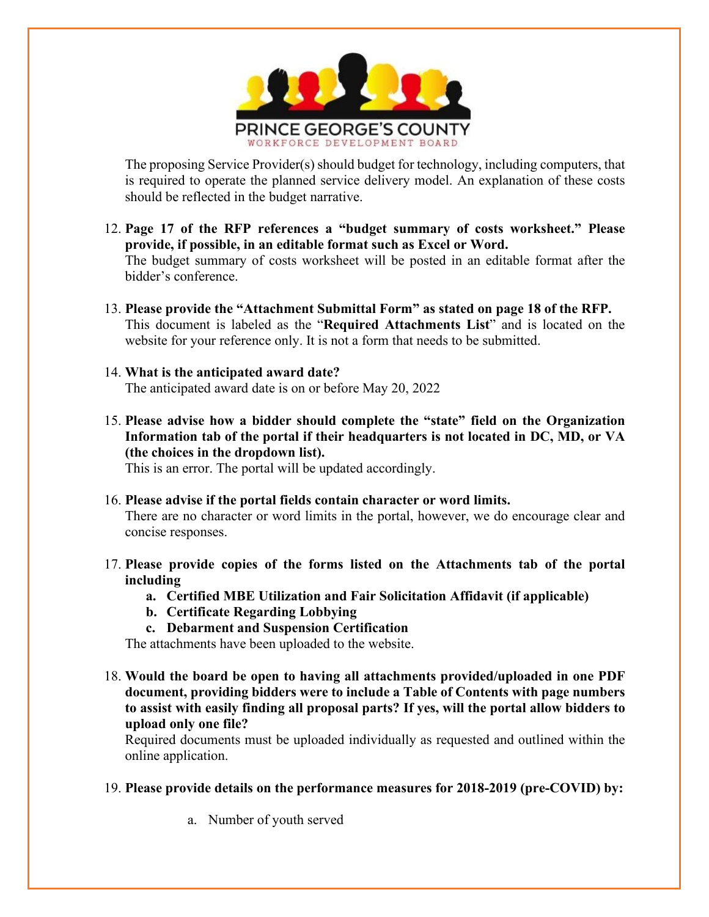The proposing Service Provider(s) should budget for technology, including computers, that is required to operate the planned service delivery model. An explanation of these costs should be reflected in the budget narrative.

12. **Page 17 of the RFP references a "budget summary of costs worksheet." Please provide, if possible, in an editable format such as Excel or Word.**
    The budget summary of costs worksheet will be posted in an editable format after the bidder's conference.

13. **Please provide the "Attachment Submittal Form" as stated on page 18 of the RFP.**
    This document is labeled as the "**Required Attachments List**" and is located on the website for your reference only. It is not a form that needs to be submitted.

14. **What is the anticipated award date?**
    The anticipated award date is on or before May 20, 2022

15. **Please advise how a bidder should complete the "state" field on the Organization Information tab of the portal if their headquarters is not located in DC, MD, or VA (the choices in the dropdown list).**
    This is an error. The portal will be updated accordingly.

16. **Please advise if the portal fields contain character or word limits.**
    There are no character or word limits in the portal, however, we do encourage clear and concise responses.

17. **Please provide copies of the forms listed on the Attachments tab of the portal including**
    a. **Certified MBE Utilization and Fair Solicitation Affidavit (if applicable)**
    b. **Certificate Regarding Lobbying**
    c. **Debarment and Suspension Certification**

    The attachments have been uploaded to the website.

18. **Would the board be open to having all attachments provided/uploaded in one PDF document, providing bidders were to include a Table of Contents with page numbers to assist with easily finding all proposal parts? If yes, will the portal allow bidders to upload only one file?**
    Required documents must be uploaded individually as requested and outlined within the online application.

19. **Please provide details on the performance measures for 2018-2019 (pre-COVID) by:**

    a. Number of youth served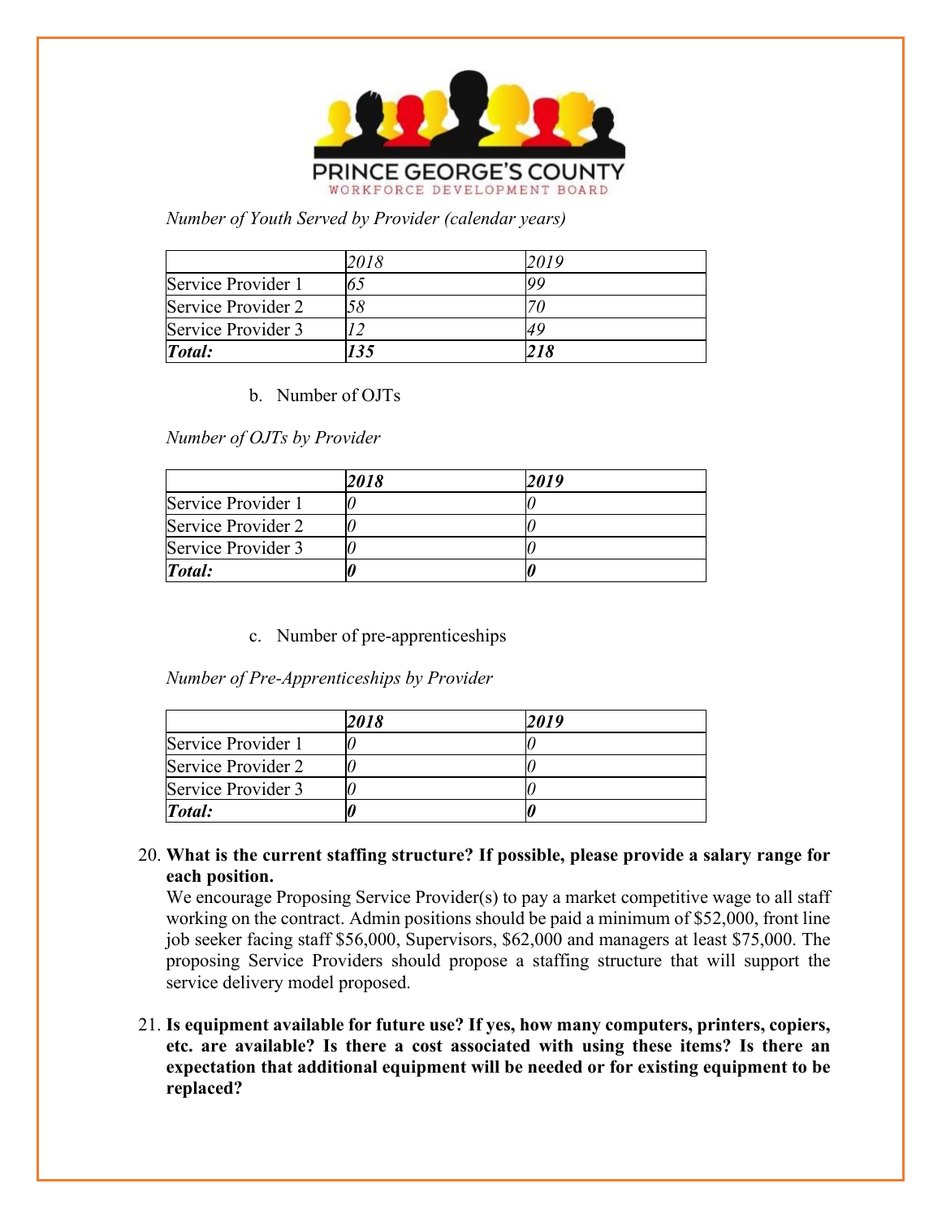*Number of Youth Served by Provider (calendar years)*

| | *2018* | *2019* |
|---|---|---|
| Service Provider 1 | *65* | *99* |
| Service Provider 2 | *58* | *70* |
| Service Provider 3 | *12* | *49* |
| ***Total:*** | ***135*** | ***218*** |

b. Number of OJTs

*Number of OJTs by Provider*

| | ***2018*** | ***2019*** |
|---|---|---|
| Service Provider 1 | *0* | *0* |
| Service Provider 2 | *0* | *0* |
| Service Provider 3 | *0* | *0* |
| ***Total:*** | ***0*** | ***0*** |

c. Number of pre-apprenticeships

*Number of Pre-Apprenticeships by Provider*

| | ***2018*** | ***2019*** |
|---|---|---|
| Service Provider 1 | *0* | *0* |
| Service Provider 2 | *0* | *0* |
| Service Provider 3 | *0* | *0* |
| ***Total:*** | ***0*** | ***0*** |

20. **What is the current staffing structure? If possible, please provide a salary range for each position.**
We encourage Proposing Service Provider(s) to pay a market competitive wage to all staff working on the contract. Admin positions should be paid a minimum of $52,000, front line job seeker facing staff $56,000, Supervisors, $62,000 and managers at least $75,000. The proposing Service Providers should propose a staffing structure that will support the service delivery model proposed.

21. **Is equipment available for future use? If yes, how many computers, printers, copiers, etc. are available? Is there a cost associated with using these items? Is there an expectation that additional equipment will be needed or for existing equipment to be replaced?**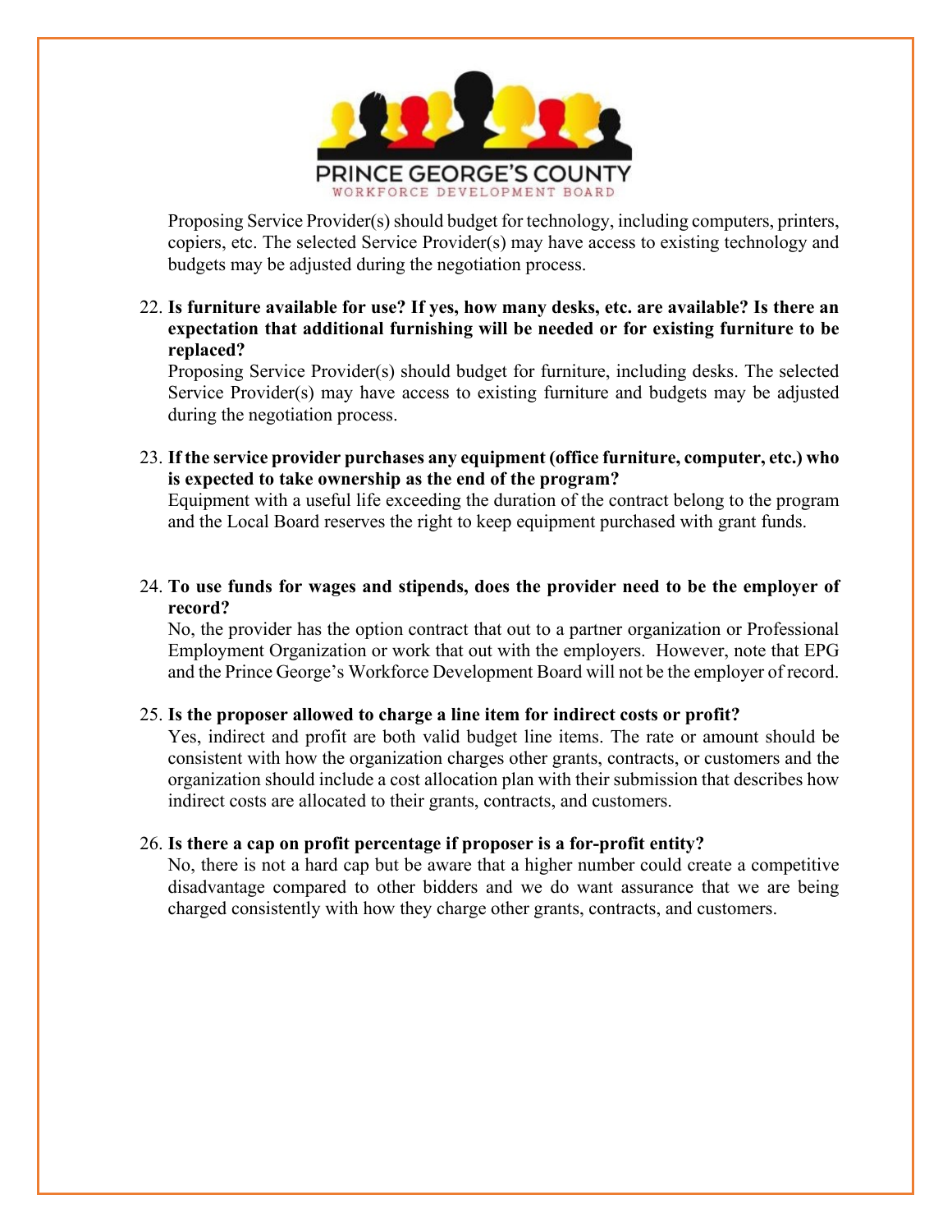Proposing Service Provider(s) should budget for technology, including computers, printers, copiers, etc. The selected Service Provider(s) may have access to existing technology and budgets may be adjusted during the negotiation process.

22. **Is furniture available for use? If yes, how many desks, etc. are available? Is there an expectation that additional furnishing will be needed or for existing furniture to be replaced?**
 Proposing Service Provider(s) should budget for furniture, including desks. The selected Service Provider(s) may have access to existing furniture and budgets may be adjusted during the negotiation process.

23. **If the service provider purchases any equipment (office furniture, computer, etc.) who is expected to take ownership as the end of the program?**
 Equipment with a useful life exceeding the duration of the contract belong to the program and the Local Board reserves the right to keep equipment purchased with grant funds.

24. **To use funds for wages and stipends, does the provider need to be the employer of record?**
 No, the provider has the option contract that out to a partner organization or Professional Employment Organization or work that out with the employers. However, note that EPG and the Prince George's Workforce Development Board will not be the employer of record.

25. **Is the proposer allowed to charge a line item for indirect costs or profit?**
 Yes, indirect and profit are both valid budget line items. The rate or amount should be consistent with how the organization charges other grants, contracts, or customers and the organization should include a cost allocation plan with their submission that describes how indirect costs are allocated to their grants, contracts, and customers.

26. **Is there a cap on profit percentage if proposer is a for-profit entity?**
 No, there is not a hard cap but be aware that a higher number could create a competitive disadvantage compared to other bidders and we do want assurance that we are being charged consistently with how they charge other grants, contracts, and customers.